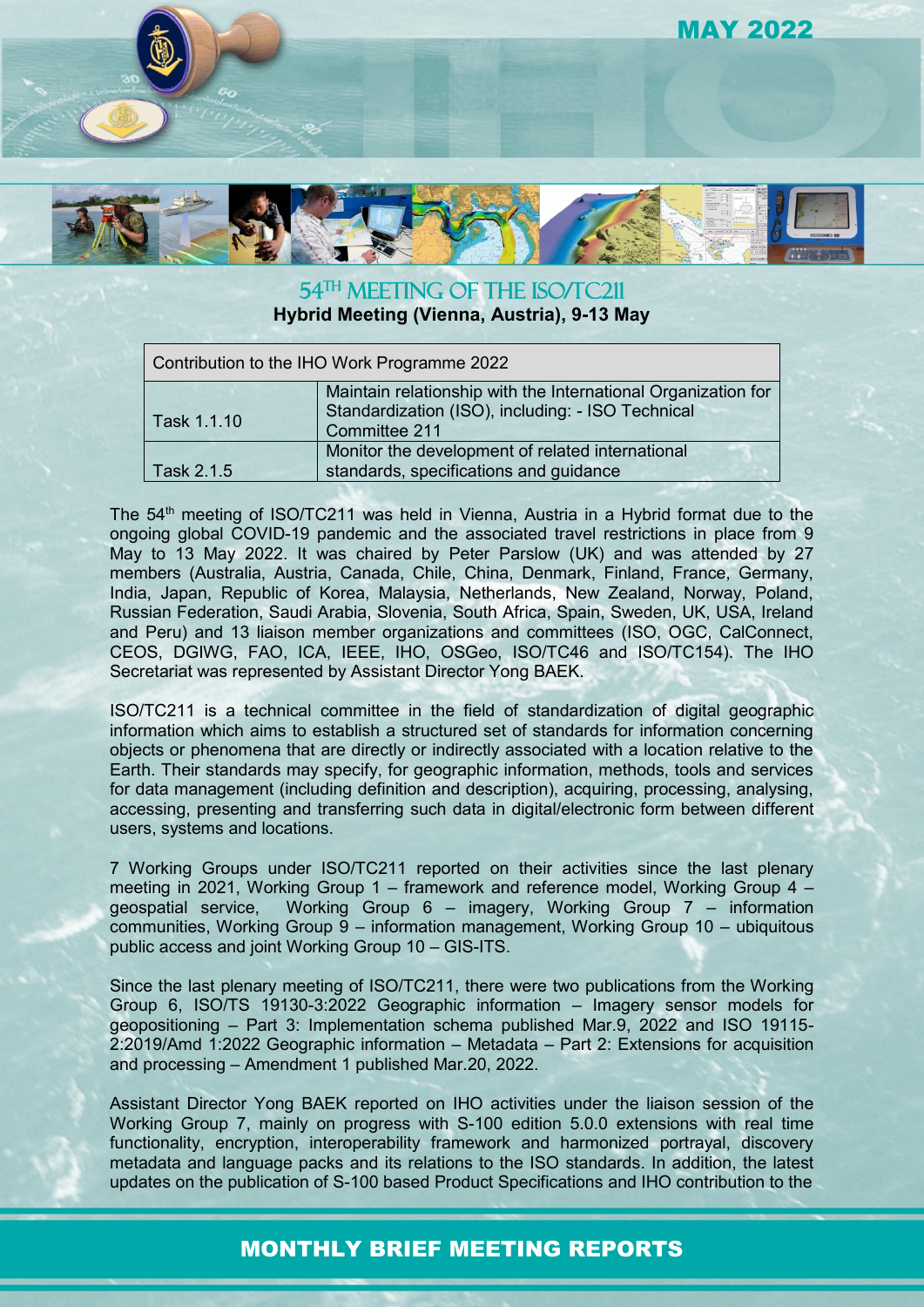MAY 2022

# 54TH MEETING OF THE ISO/TC211

**Hybrid Meeting (Vienna, Austria), 9-13 May**

| Contribution to the IHO Work Programme 2022 | |
|---|---|
| Task 1.1.10 | Maintain relationship with the International Organization for Standardization (ISO), including: - ISO Technical Committee 211 |
| Task 2.1.5 | Monitor the development of related international standards, specifications and guidance |

The 54th meeting of ISO/TC211 was held in Vienna, Austria in a Hybrid format due to the ongoing global COVID-19 pandemic and the associated travel restrictions in place from 9 May to 13 May 2022. It was chaired by Peter Parslow (UK) and was attended by 27 members (Australia, Austria, Canada, Chile, China, Denmark, Finland, France, Germany, India, Japan, Republic of Korea, Malaysia, Netherlands, New Zealand, Norway, Poland, Russian Federation, Saudi Arabia, Slovenia, South Africa, Spain, Sweden, UK, USA, Ireland and Peru) and 13 liaison member organizations and committees (ISO, OGC, CalConnect, CEOS, DGIWG, FAO, ICA, IEEE, IHO, OSGeo, ISO/TC46 and ISO/TC154). The IHO Secretariat was represented by Assistant Director Yong BAEK.

ISO/TC211 is a technical committee in the field of standardization of digital geographic information which aims to establish a structured set of standards for information concerning objects or phenomena that are directly or indirectly associated with a location relative to the Earth. Their standards may specify, for geographic information, methods, tools and services for data management (including definition and description), acquiring, processing, analysing, accessing, presenting and transferring such data in digital/electronic form between different users, systems and locations.

7 Working Groups under ISO/TC211 reported on their activities since the last plenary meeting in 2021, Working Group 1 – framework and reference model, Working Group 4 – geospatial service, Working Group 6 – imagery, Working Group 7 – information communities, Working Group 9 – information management, Working Group 10 – ubiquitous public access and joint Working Group 10 – GIS-ITS.

Since the last plenary meeting of ISO/TC211, there were two publications from the Working Group 6, ISO/TS 19130-3:2022 Geographic information – Imagery sensor models for geopositioning – Part 3: Implementation schema published Mar.9, 2022 and ISO 19115-2:2019/Amd 1:2022 Geographic information – Metadata – Part 2: Extensions for acquisition and processing – Amendment 1 published Mar.20, 2022.

Assistant Director Yong BAEK reported on IHO activities under the liaison session of the Working Group 7, mainly on progress with S-100 edition 5.0.0 extensions with real time functionality, encryption, interoperability framework and harmonized portrayal, discovery metadata and language packs and its relations to the ISO standards. In addition, the latest updates on the publication of S-100 based Product Specifications and IHO contribution to the

MONTHLY BRIEF MEETING REPORTS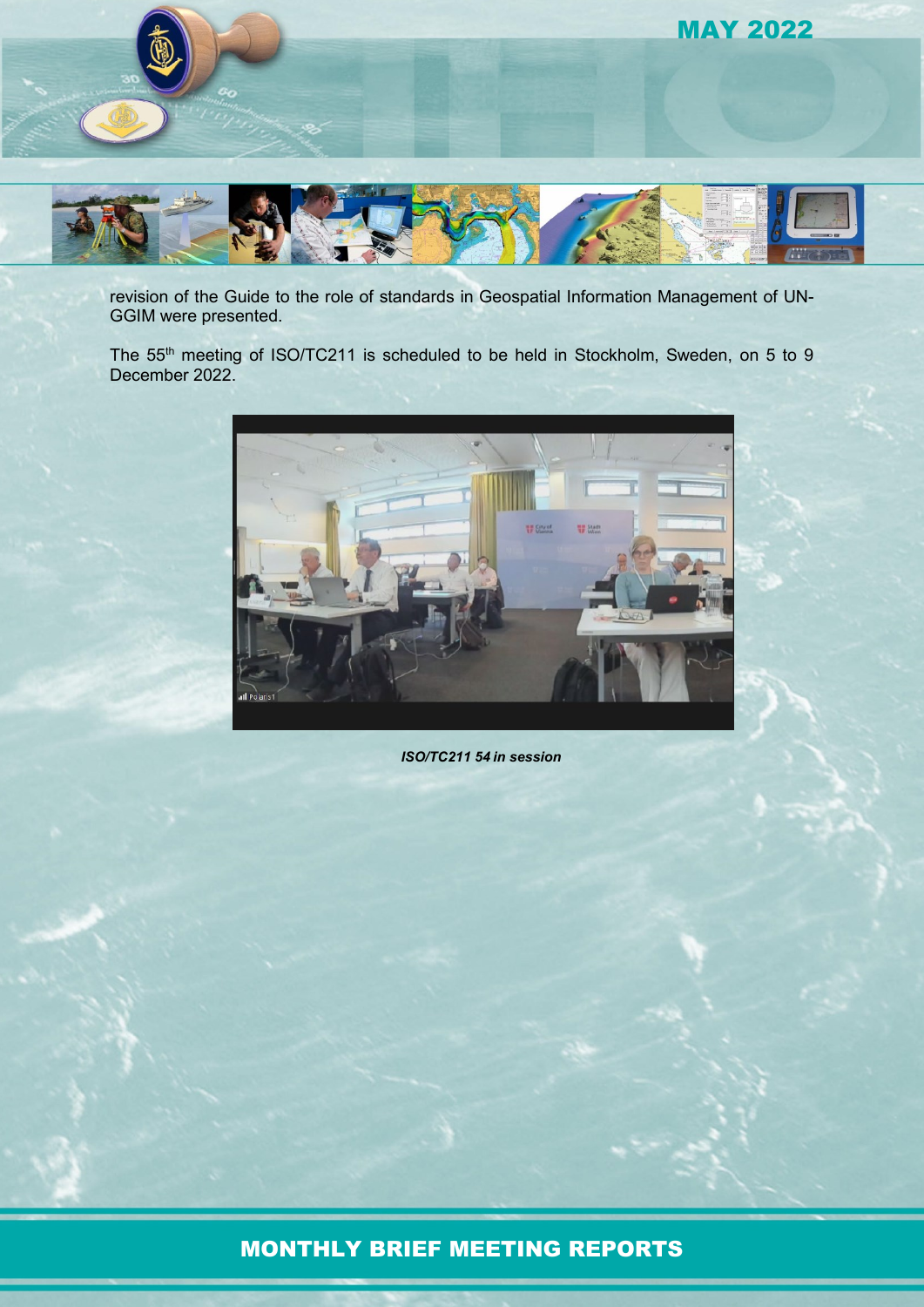revision of the Guide to the role of standards in Geospatial Information Management of UN-GGIM were presented.

The 55th meeting of ISO/TC211 is scheduled to be held in Stockholm, Sweden, on 5 to 9 December 2022.

***ISO/TC211 54 in session***